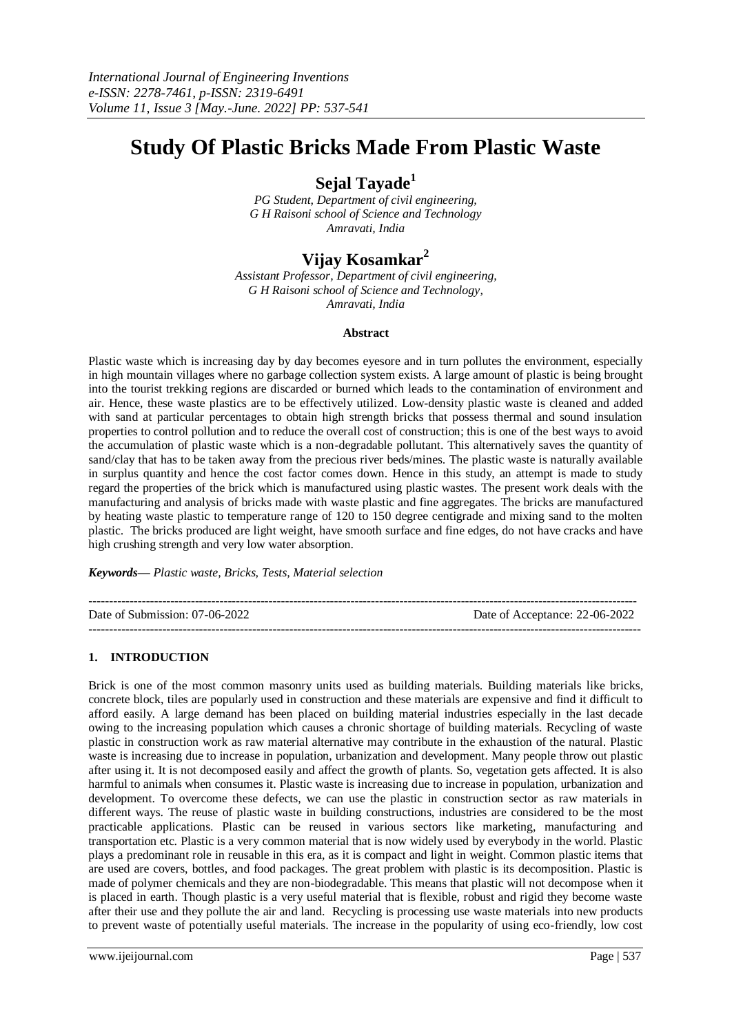# Study Of Plastic Bricks Made From Plastic Waste

## Sejal Tayade[1]

*PG Student, Department of civil engineering, G H Raisoni school of Science and Technology Amravati, India*

## Vijay Kosamkar[2]

*Assistant Professor, Department of civil engineering, G H Raisoni school of Science and Technology, Amravati, India*

### Abstract

Plastic waste which is increasing day by day becomes eyesore and in turn pollutes the environment, especially in high mountain villages where no garbage collection system exists. A large amount of plastic is being brought into the tourist trekking regions are discarded or burned which leads to the contamination of environment and air. Hence, these waste plastics are to be effectively utilized. Low-density plastic waste is cleaned and added with sand at particular percentages to obtain high strength bricks that possess thermal and sound insulation properties to control pollution and to reduce the overall cost of construction; this is one of the best ways to avoid the accumulation of plastic waste which is a non-degradable pollutant. This alternatively saves the quantity of sand/clay that has to be taken away from the precious river beds/mines. The plastic waste is naturally available in surplus quantity and hence the cost factor comes down. Hence in this study, an attempt is made to study regard the properties of the brick which is manufactured using plastic wastes. The present work deals with the manufacturing and analysis of bricks made with waste plastic and fine aggregates. The bricks are manufactured by heating waste plastic to temperature range of 120 to 150 degree centigrade and mixing sand to the molten plastic. The bricks produced are light weight, have smooth surface and fine edges, do not have cracks and have high crushing strength and very low water absorption.

***Keywords***— *Plastic waste, Bricks, Tests, Material selection*

---

Date of Submission: 07-06-2022 Date of Acceptance: 22-06-2022

---

## 1. INTRODUCTION

Brick is one of the most common masonry units used as building materials. Building materials like bricks, concrete block, tiles are popularly used in construction and these materials are expensive and find it difficult to afford easily. A large demand has been placed on building material industries especially in the last decade owing to the increasing population which causes a chronic shortage of building materials. Recycling of waste plastic in construction work as raw material alternative may contribute in the exhaustion of the natural. Plastic waste is increasing due to increase in population, urbanization and development. Many people throw out plastic after using it. It is not decomposed easily and affect the growth of plants. So, vegetation gets affected. It is also harmful to animals when consumes it. Plastic waste is increasing due to increase in population, urbanization and development. To overcome these defects, we can use the plastic in construction sector as raw materials in different ways. The reuse of plastic waste in building constructions, industries are considered to be the most practicable applications. Plastic can be reused in various sectors like marketing, manufacturing and transportation etc. Plastic is a very common material that is now widely used by everybody in the world. Plastic plays a predominant role in reusable in this era, as it is compact and light in weight. Common plastic items that are used are covers, bottles, and food packages. The great problem with plastic is its decomposition. Plastic is made of polymer chemicals and they are non-biodegradable. This means that plastic will not decompose when it is placed in earth. Though plastic is a very useful material that is flexible, robust and rigid they become waste after their use and they pollute the air and land. Recycling is processing use waste materials into new products to prevent waste of potentially useful materials. The increase in the popularity of using eco-friendly, low cost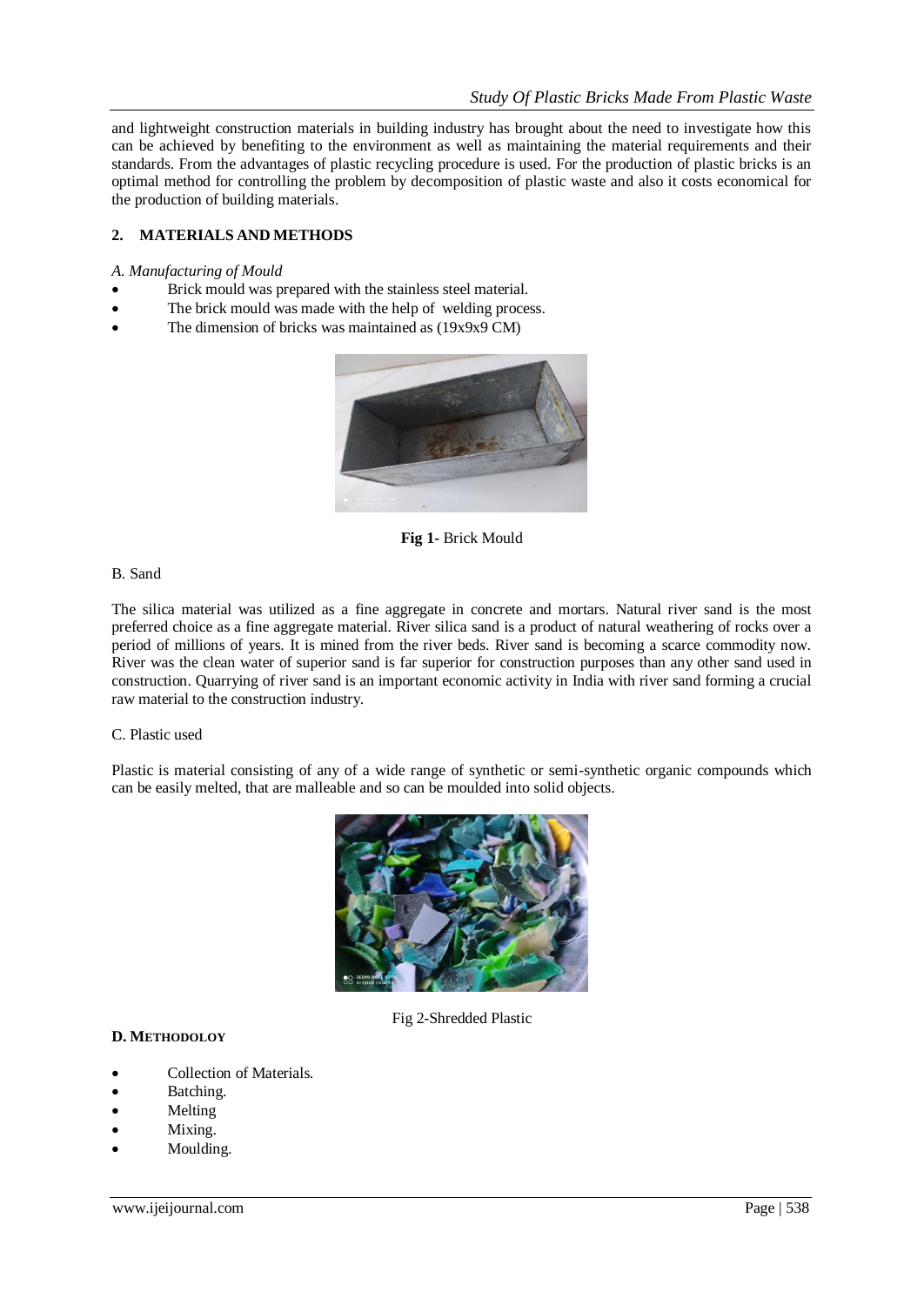and lightweight construction materials in building industry has brought about the need to investigate how this can be achieved by benefiting to the environment as well as maintaining the material requirements and their standards. From the advantages of plastic recycling procedure is used. For the production of plastic bricks is an optimal method for controlling the problem by decomposition of plastic waste and also it costs economical for the production of building materials.

## 2. MATERIALS AND METHODS

*A. Manufacturing of Mould*

- Brick mould was prepared with the stainless steel material.
- The brick mould was made with the help of welding process.
- The dimension of bricks was maintained as (19x9x9 CM)

**Fig 1-** Brick Mould

B. Sand

The silica material was utilized as a fine aggregate in concrete and mortars. Natural river sand is the most preferred choice as a fine aggregate material. River silica sand is a product of natural weathering of rocks over a period of millions of years. It is mined from the river beds. River sand is becoming a scarce commodity now. River was the clean water of superior sand is far superior for construction purposes than any other sand used in construction. Quarrying of river sand is an important economic activity in India with river sand forming a crucial raw material to the construction industry.

C. Plastic used

Plastic is material consisting of any of a wide range of synthetic or semi-synthetic organic compounds which can be easily melted, that are malleable and so can be moulded into solid objects.

Fig 2-Shredded Plastic

**D. METHODOLOY**

- Collection of Materials.
- Batching.
- Melting
- Mixing.
- Moulding.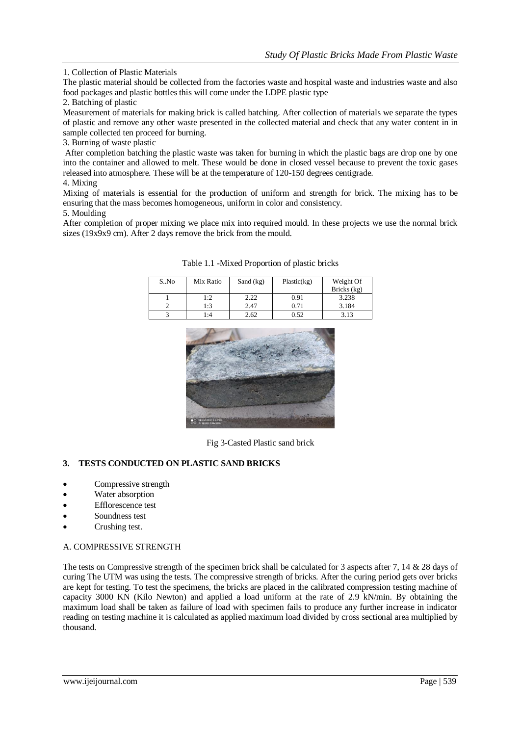1. Collection of Plastic Materials

The plastic material should be collected from the factories waste and hospital waste and industries waste and also food packages and plastic bottles this will come under the LDPE plastic type

2. Batching of plastic

Measurement of materials for making brick is called batching. After collection of materials we separate the types of plastic and remove any other waste presented in the collected material and check that any water content in in sample collected ten proceed for burning.

3. Burning of waste plastic

After completion batching the plastic waste was taken for burning in which the plastic bags are drop one by one into the container and allowed to melt. These would be done in closed vessel because to prevent the toxic gases released into atmosphere. These will be at the temperature of 120-150 degrees centigrade.

4. Mixing

Mixing of materials is essential for the production of uniform and strength for brick. The mixing has to be ensuring that the mass becomes homogeneous, uniform in color and consistency.

5. Moulding

After completion of proper mixing we place mix into required mould. In these projects we use the normal brick sizes (19x9x9 cm). After 2 days remove the brick from the mould.

Table 1.1 -Mixed Proportion of plastic bricks

| S..No | Mix Ratio | Sand (kg) | Plastic(kg) | Weight Of Bricks (kg) |
|---|---|---|---|---|
| 1 | 1:2 | 2.22 | 0.91 | 3.238 |
| 2 | 1:3 | 2.47 | 0.71 | 3.184 |
| 3 | 1:4 | 2.62 | 0.52 | 3.13 |

Fig 3-Casted Plastic sand brick

## 3. TESTS CONDUCTED ON PLASTIC SAND BRICKS

- Compressive strength
- Water absorption
- Efflorescence test
- Soundness test
- Crushing test.

### A. COMPRESSIVE STRENGTH

The tests on Compressive strength of the specimen brick shall be calculated for 3 aspects after 7, 14 & 28 days of curing The UTM was using the tests. The compressive strength of bricks. After the curing period gets over bricks are kept for testing. To test the specimens, the bricks are placed in the calibrated compression testing machine of capacity 3000 KN (Kilo Newton) and applied a load uniform at the rate of 2.9 kN/min. By obtaining the maximum load shall be taken as failure of load with specimen fails to produce any further increase in indicator reading on testing machine it is calculated as applied maximum load divided by cross sectional area multiplied by thousand.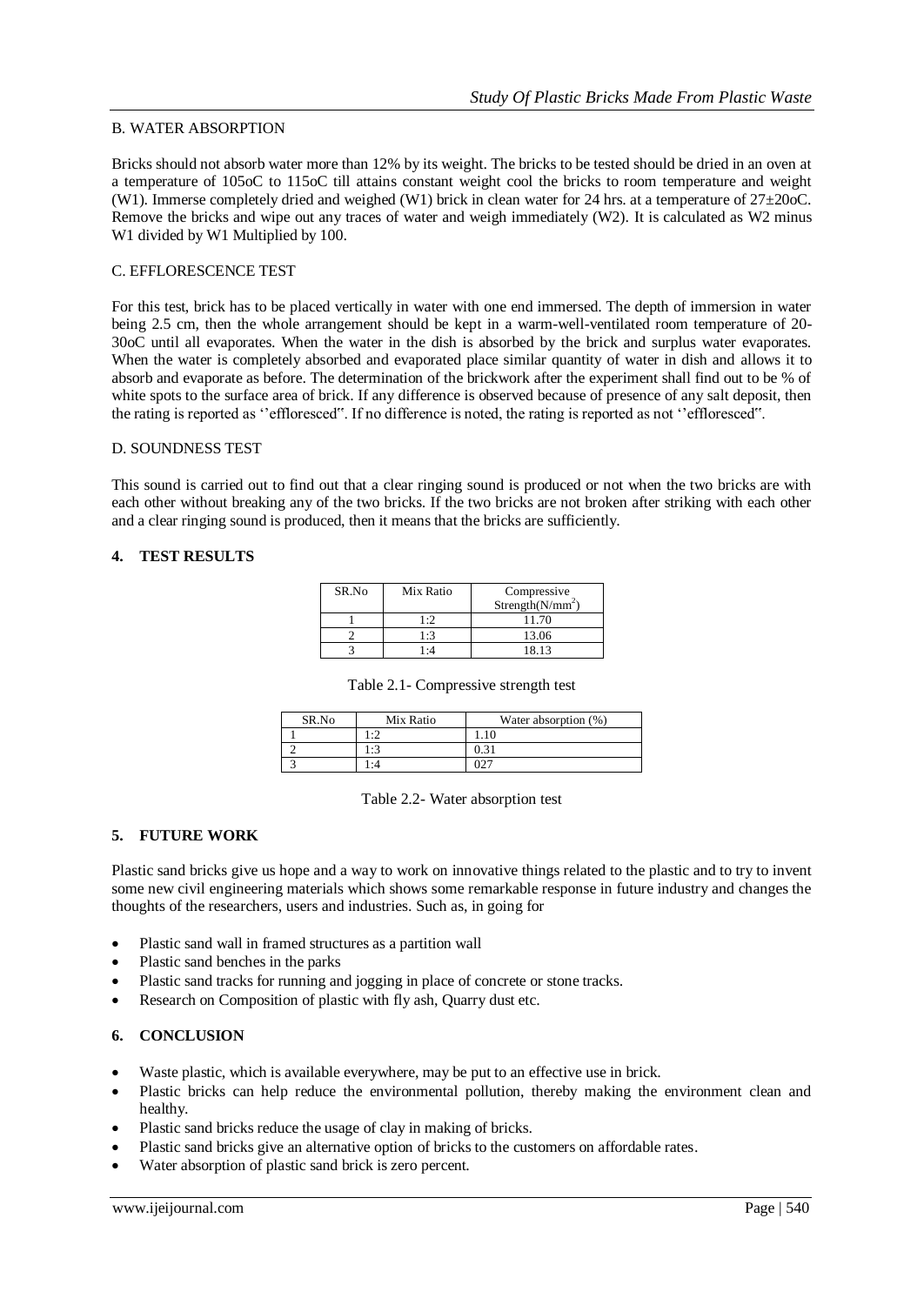### B. WATER ABSORPTION

Bricks should not absorb water more than 12% by its weight. The bricks to be tested should be dried in an oven at a temperature of 105oC to 115oC till attains constant weight cool the bricks to room temperature and weight (W1). Immerse completely dried and weighed (W1) brick in clean water for 24 hrs. at a temperature of 27±20oC. Remove the bricks and wipe out any traces of water and weigh immediately (W2). It is calculated as W2 minus W1 divided by W1 Multiplied by 100.

### C. EFFLORESCENCE TEST

For this test, brick has to be placed vertically in water with one end immersed. The depth of immersion in water being 2.5 cm, then the whole arrangement should be kept in a warm-well-ventilated room temperature of 20-30oC until all evaporates. When the water in the dish is absorbed by the brick and surplus water evaporates. When the water is completely absorbed and evaporated place similar quantity of water in dish and allows it to absorb and evaporate as before. The determination of the brickwork after the experiment shall find out to be % of white spots to the surface area of brick. If any difference is observed because of presence of any salt deposit, then the rating is reported as ''effloresced". If no difference is noted, the rating is reported as not ''effloresced".

### D. SOUNDNESS TEST

This sound is carried out to find out that a clear ringing sound is produced or not when the two bricks are with each other without breaking any of the two bricks. If the two bricks are not broken after striking with each other and a clear ringing sound is produced, then it means that the bricks are sufficiently.

## 4. TEST RESULTS

| SR.No | Mix Ratio | Compressive Strength($N/mm^2$) |
|---|---|---|
| 1 | 1:2 | 11.70 |
| 2 | 1:3 | 13.06 |
| 3 | 1:4 | 18.13 |

Table 2.1- Compressive strength test

| SR.No | Mix Ratio | Water absorption (%) |
|---|---|---|
| 1 | 1:2 | 1.10 |
| 2 | 1:3 | 0.31 |
| 3 | 1:4 | 027 |

Table 2.2- Water absorption test

## 5. FUTURE WORK

Plastic sand bricks give us hope and a way to work on innovative things related to the plastic and to try to invent some new civil engineering materials which shows some remarkable response in future industry and changes the thoughts of the researchers, users and industries. Such as, in going for

- Plastic sand wall in framed structures as a partition wall
- Plastic sand benches in the parks
- Plastic sand tracks for running and jogging in place of concrete or stone tracks.
- Research on Composition of plastic with fly ash, Quarry dust etc.

## 6. CONCLUSION

- Waste plastic, which is available everywhere, may be put to an effective use in brick.
- Plastic bricks can help reduce the environmental pollution, thereby making the environment clean and healthy.
- Plastic sand bricks reduce the usage of clay in making of bricks.
- Plastic sand bricks give an alternative option of bricks to the customers on affordable rates.
- Water absorption of plastic sand brick is zero percent.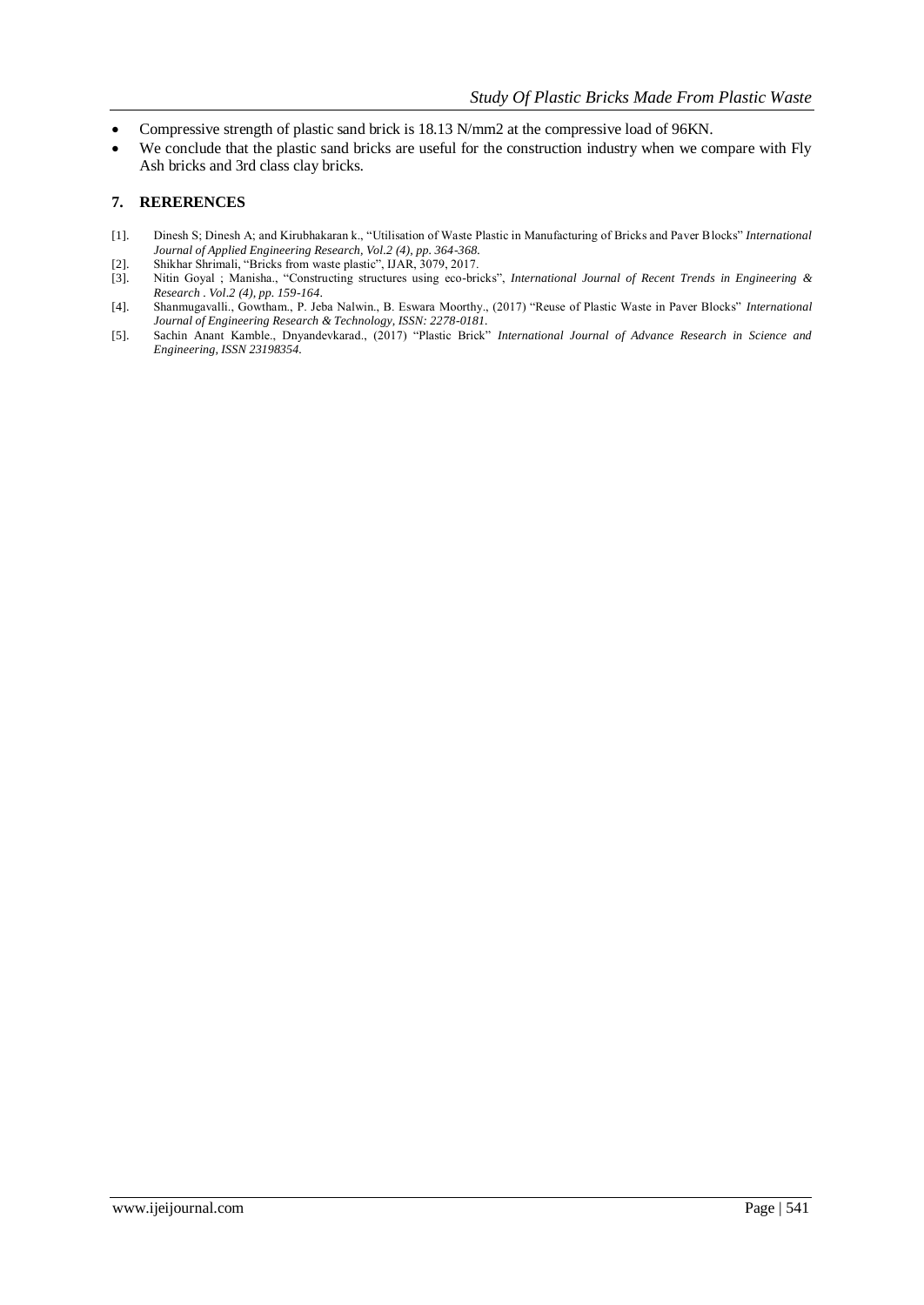- Compressive strength of plastic sand brick is 18.13 N/mm2 at the compressive load of 96KN.
- We conclude that the plastic sand bricks are useful for the construction industry when we compare with Fly Ash bricks and 3rd class clay bricks.

## 7. RERERENCES

[1]. Dinesh S; Dinesh A; and Kirubhakaran k., "Utilisation of Waste Plastic in Manufacturing of Bricks and Paver Blocks" *International Journal of Applied Engineering Research, Vol.2 (4), pp. 364-368.*

[2]. Shikhar Shrimali, "Bricks from waste plastic", IJAR, 3079, 2017.

[3]. Nitin Goyal ; Manisha., "Constructing structures using eco-bricks", *International Journal of Recent Trends in Engineering & Research . Vol.2 (4), pp. 159-164.*

[4]. Shanmugavalli., Gowtham., P. Jeba Nalwin., B. Eswara Moorthy., (2017) "Reuse of Plastic Waste in Paver Blocks" *International Journal of Engineering Research & Technology, ISSN: 2278-0181.*

[5]. Sachin Anant Kamble., Dnyandevkarad., (2017) "Plastic Brick" *International Journal of Advance Research in Science and Engineering, ISSN 23198354.*